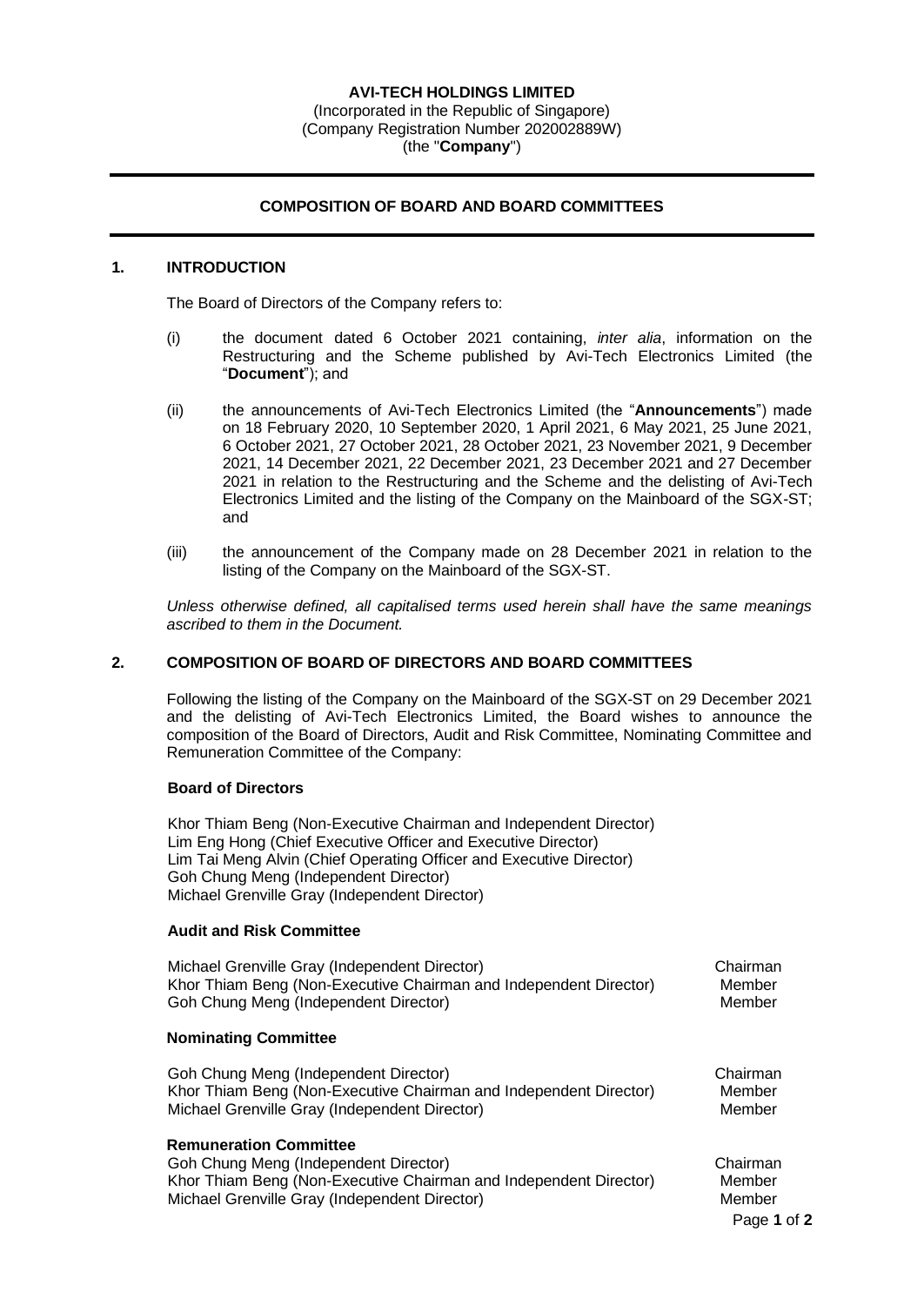**AVI-TECH HOLDINGS LIMITED**
(Incorporated in the Republic of Singapore)
(Company Registration Number 202002889W)
(the "**Company**")

---

## COMPOSITION OF BOARD AND BOARD COMMITTEES

---

### 1. INTRODUCTION

The Board of Directors of the Company refers to:

(i) the document dated 6 October 2021 containing, *inter alia*, information on the Restructuring and the Scheme published by Avi-Tech Electronics Limited (the "**Document**"); and

(ii) the announcements of Avi-Tech Electronics Limited (the "**Announcements**") made on 18 February 2020, 10 September 2020, 1 April 2021, 6 May 2021, 25 June 2021, 6 October 2021, 27 October 2021, 28 October 2021, 23 November 2021, 9 December 2021, 14 December 2021, 22 December 2021, 23 December 2021 and 27 December 2021 in relation to the Restructuring and the Scheme and the delisting of Avi-Tech Electronics Limited and the listing of the Company on the Mainboard of the SGX-ST; and

(iii) the announcement of the Company made on 28 December 2021 in relation to the listing of the Company on the Mainboard of the SGX-ST.

*Unless otherwise defined, all capitalised terms used herein shall have the same meanings ascribed to them in the Document.*

### 2. COMPOSITION OF BOARD OF DIRECTORS AND BOARD COMMITTEES

Following the listing of the Company on the Mainboard of the SGX-ST on 29 December 2021 and the delisting of Avi-Tech Electronics Limited, the Board wishes to announce the composition of the Board of Directors, Audit and Risk Committee, Nominating Committee and Remuneration Committee of the Company:

**Board of Directors**

Khor Thiam Beng (Non-Executive Chairman and Independent Director)
Lim Eng Hong (Chief Executive Officer and Executive Director)
Lim Tai Meng Alvin (Chief Operating Officer and Executive Director)
Goh Chung Meng (Independent Director)
Michael Grenville Gray (Independent Director)

**Audit and Risk Committee**

| | |
|---|---|
| Michael Grenville Gray (Independent Director) | Chairman |
| Khor Thiam Beng (Non-Executive Chairman and Independent Director) | Member |
| Goh Chung Meng (Independent Director) | Member |

**Nominating Committee**

| | |
|---|---|
| Goh Chung Meng (Independent Director) | Chairman |
| Khor Thiam Beng (Non-Executive Chairman and Independent Director) | Member |
| Michael Grenville Gray (Independent Director) | Member |

**Remuneration Committee**

| | |
|---|---|
| Goh Chung Meng (Independent Director) | Chairman |
| Khor Thiam Beng (Non-Executive Chairman and Independent Director) | Member |
| Michael Grenville Gray (Independent Director) | Member |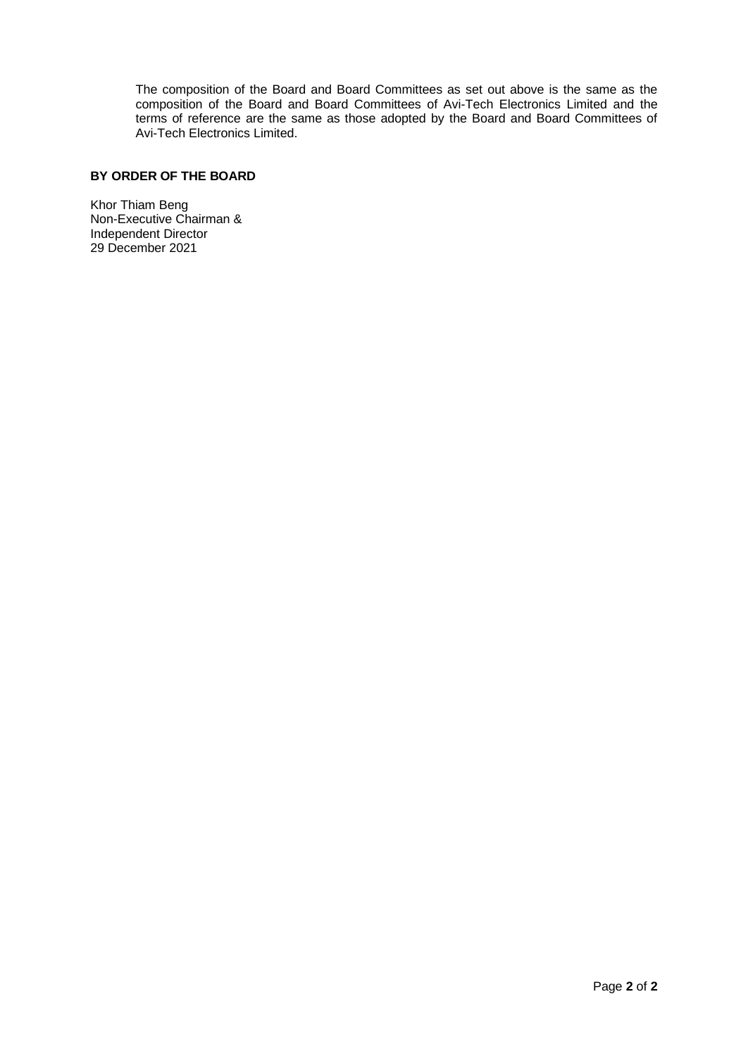The composition of the Board and Board Committees as set out above is the same as the composition of the Board and Board Committees of Avi-Tech Electronics Limited and the terms of reference are the same as those adopted by the Board and Board Committees of Avi-Tech Electronics Limited.

**BY ORDER OF THE BOARD**

Khor Thiam Beng
Non-Executive Chairman &
Independent Director
29 December 2021